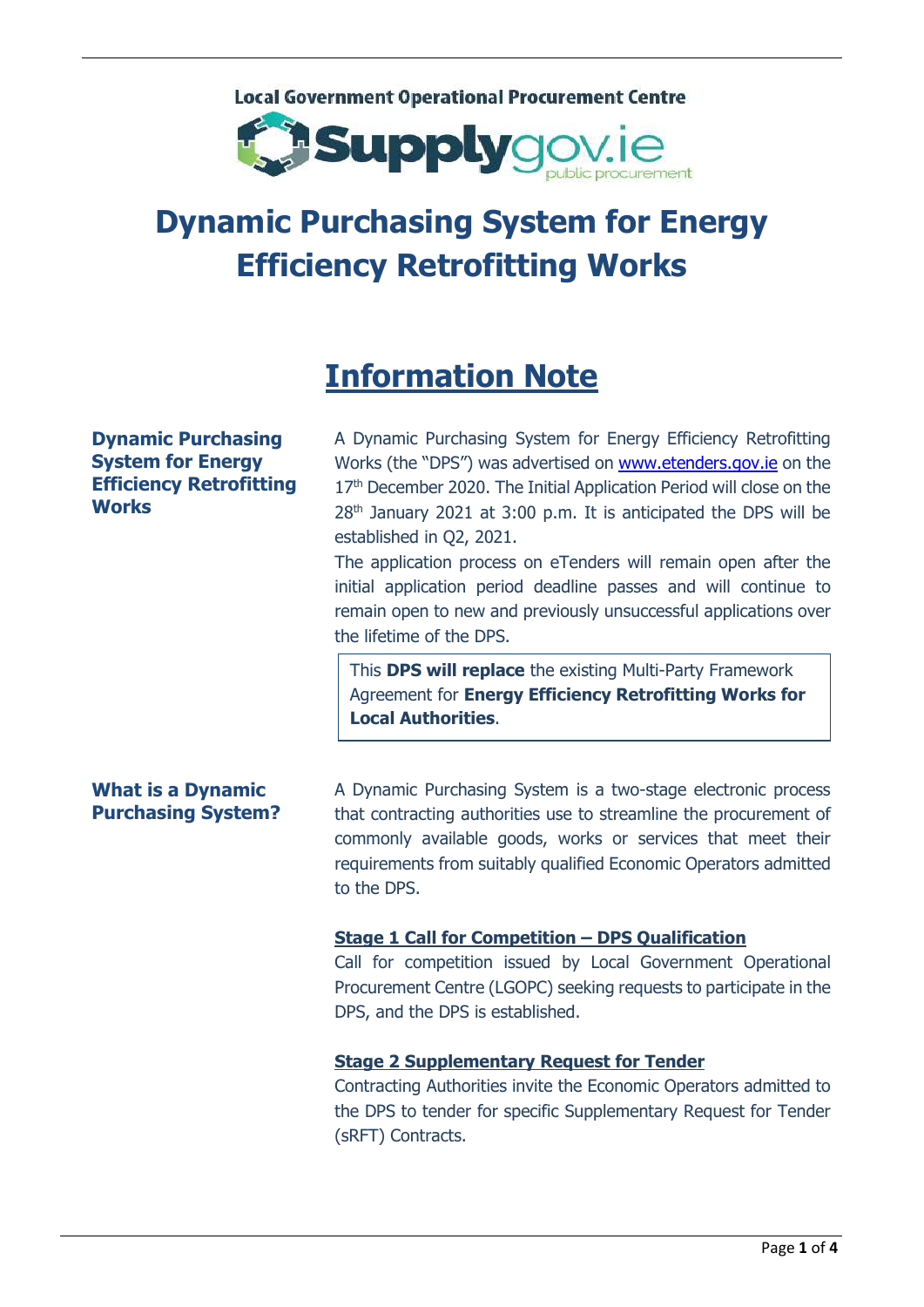Local Government Operational Procurement Centre

Supplygov.ie public procurement

# Dynamic Purchasing System for Energy Efficiency Retrofitting Works

## Information Note

### Dynamic Purchasing System for Energy Efficiency Retrofitting Works

A Dynamic Purchasing System for Energy Efficiency Retrofitting Works (the "DPS") was advertised on www.etenders.gov.ie on the 17th December 2020. The Initial Application Period will close on the 28th January 2021 at 3:00 p.m. It is anticipated the DPS will be established in Q2, 2021.

The application process on eTenders will remain open after the initial application period deadline passes and will continue to remain open to new and previously unsuccessful applications over the lifetime of the DPS.

> This **DPS will replace** the existing Multi-Party Framework Agreement for **Energy Efficiency Retrofitting Works for Local Authorities**.

### What is a Dynamic Purchasing System?

A Dynamic Purchasing System is a two-stage electronic process that contracting authorities use to streamline the procurement of commonly available goods, works or services that meet their requirements from suitably qualified Economic Operators admitted to the DPS.

**Stage 1 Call for Competition – DPS Qualification**

Call for competition issued by Local Government Operational Procurement Centre (LGOPC) seeking requests to participate in the DPS, and the DPS is established.

**Stage 2 Supplementary Request for Tender**

Contracting Authorities invite the Economic Operators admitted to the DPS to tender for specific Supplementary Request for Tender (sRFT) Contracts.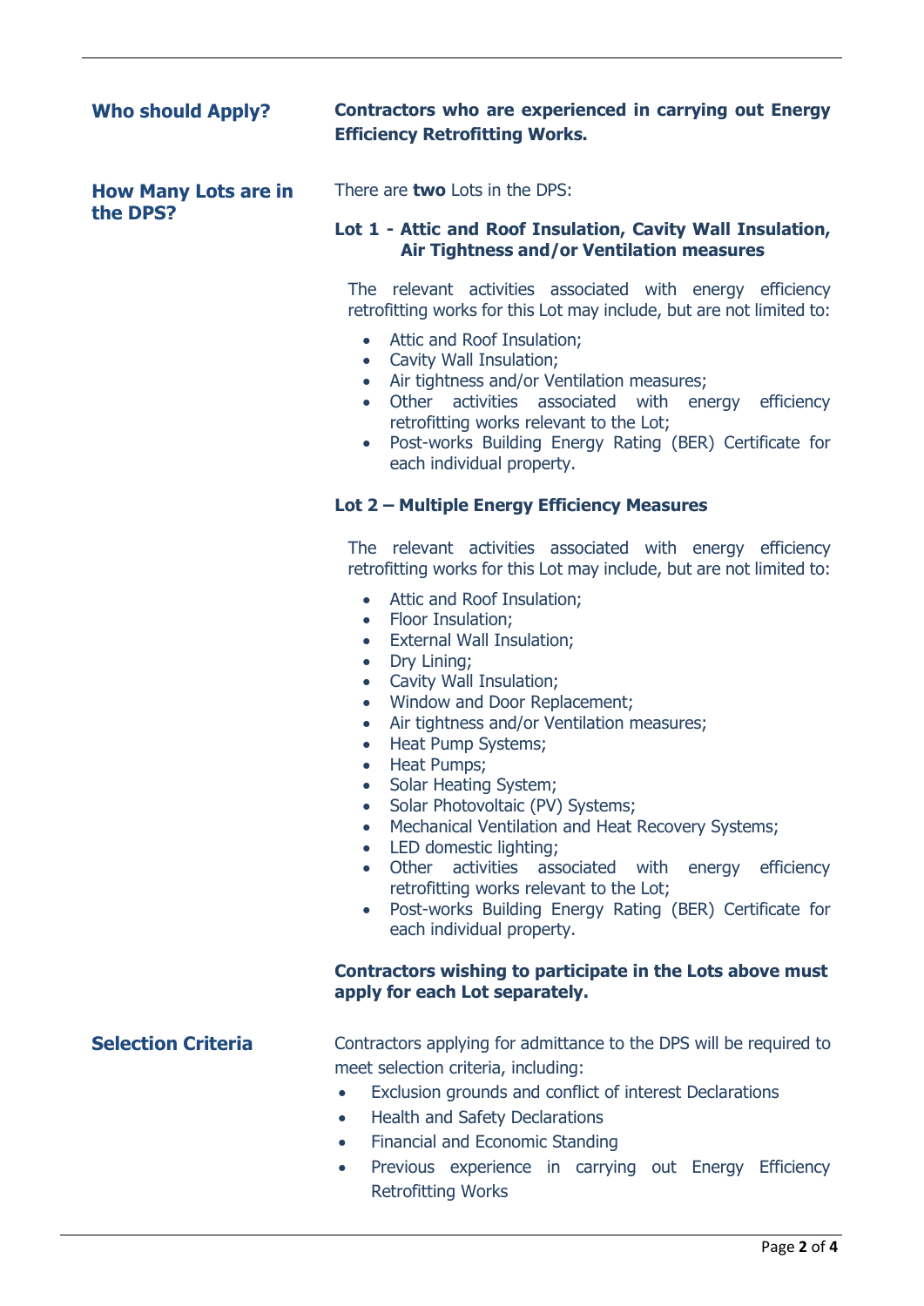## Who should Apply?

**Contractors who are experienced in carrying out Energy Efficiency Retrofitting Works.**

## How Many Lots are in the DPS?

There are **two** Lots in the DPS:

**Lot 1 - Attic and Roof Insulation, Cavity Wall Insulation, Air Tightness and/or Ventilation measures**

The relevant activities associated with energy efficiency retrofitting works for this Lot may include, but are not limited to:

- Attic and Roof Insulation;
- Cavity Wall Insulation;
- Air tightness and/or Ventilation measures;
- Other activities associated with energy efficiency retrofitting works relevant to the Lot;
- Post-works Building Energy Rating (BER) Certificate for each individual property.

**Lot 2 – Multiple Energy Efficiency Measures**

The relevant activities associated with energy efficiency retrofitting works for this Lot may include, but are not limited to:

- Attic and Roof Insulation;
- Floor Insulation;
- External Wall Insulation;
- Dry Lining;
- Cavity Wall Insulation;
- Window and Door Replacement;
- Air tightness and/or Ventilation measures;
- Heat Pump Systems;
- Heat Pumps;
- Solar Heating System;
- Solar Photovoltaic (PV) Systems;
- Mechanical Ventilation and Heat Recovery Systems;
- LED domestic lighting;
- Other activities associated with energy efficiency retrofitting works relevant to the Lot;
- Post-works Building Energy Rating (BER) Certificate for each individual property.

**Contractors wishing to participate in the Lots above must apply for each Lot separately.**

## Selection Criteria

Contractors applying for admittance to the DPS will be required to meet selection criteria, including:

- Exclusion grounds and conflict of interest Declarations
- Health and Safety Declarations
- Financial and Economic Standing
- Previous experience in carrying out Energy Efficiency Retrofitting Works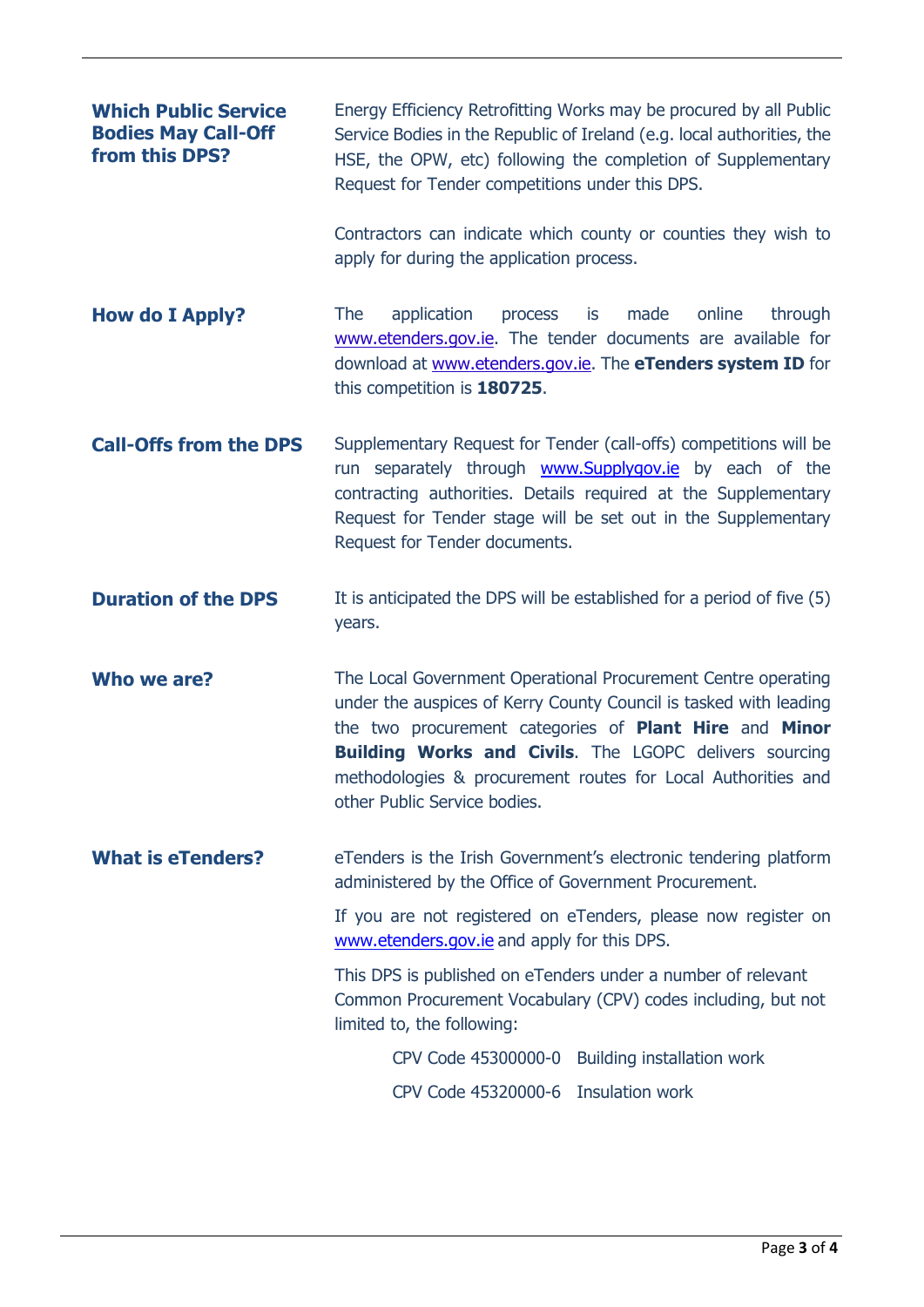### Which Public Service Bodies May Call-Off from this DPS?

Energy Efficiency Retrofitting Works may be procured by all Public Service Bodies in the Republic of Ireland (e.g. local authorities, the HSE, the OPW, etc) following the completion of Supplementary Request for Tender competitions under this DPS.

Contractors can indicate which county or counties they wish to apply for during the application process.

### How do I Apply?

The application process is made online through www.etenders.gov.ie. The tender documents are available for download at www.etenders.gov.ie. The **eTenders system ID** for this competition is **180725**.

### Call-Offs from the DPS

Supplementary Request for Tender (call-offs) competitions will be run separately through www.Supplygov.ie by each of the contracting authorities. Details required at the Supplementary Request for Tender stage will be set out in the Supplementary Request for Tender documents.

### Duration of the DPS

It is anticipated the DPS will be established for a period of five (5) years.

### Who we are?

The Local Government Operational Procurement Centre operating under the auspices of Kerry County Council is tasked with leading the two procurement categories of **Plant Hire** and **Minor Building Works and Civils**. The LGOPC delivers sourcing methodologies & procurement routes for Local Authorities and other Public Service bodies.

### What is eTenders?

eTenders is the Irish Government's electronic tendering platform administered by the Office of Government Procurement.

If you are not registered on eTenders, please now register on www.etenders.gov.ie and apply for this DPS.

This DPS is published on eTenders under a number of relevant Common Procurement Vocabulary (CPV) codes including, but not limited to, the following:

CPV Code 45300000-0 Building installation work

CPV Code 45320000-6 Insulation work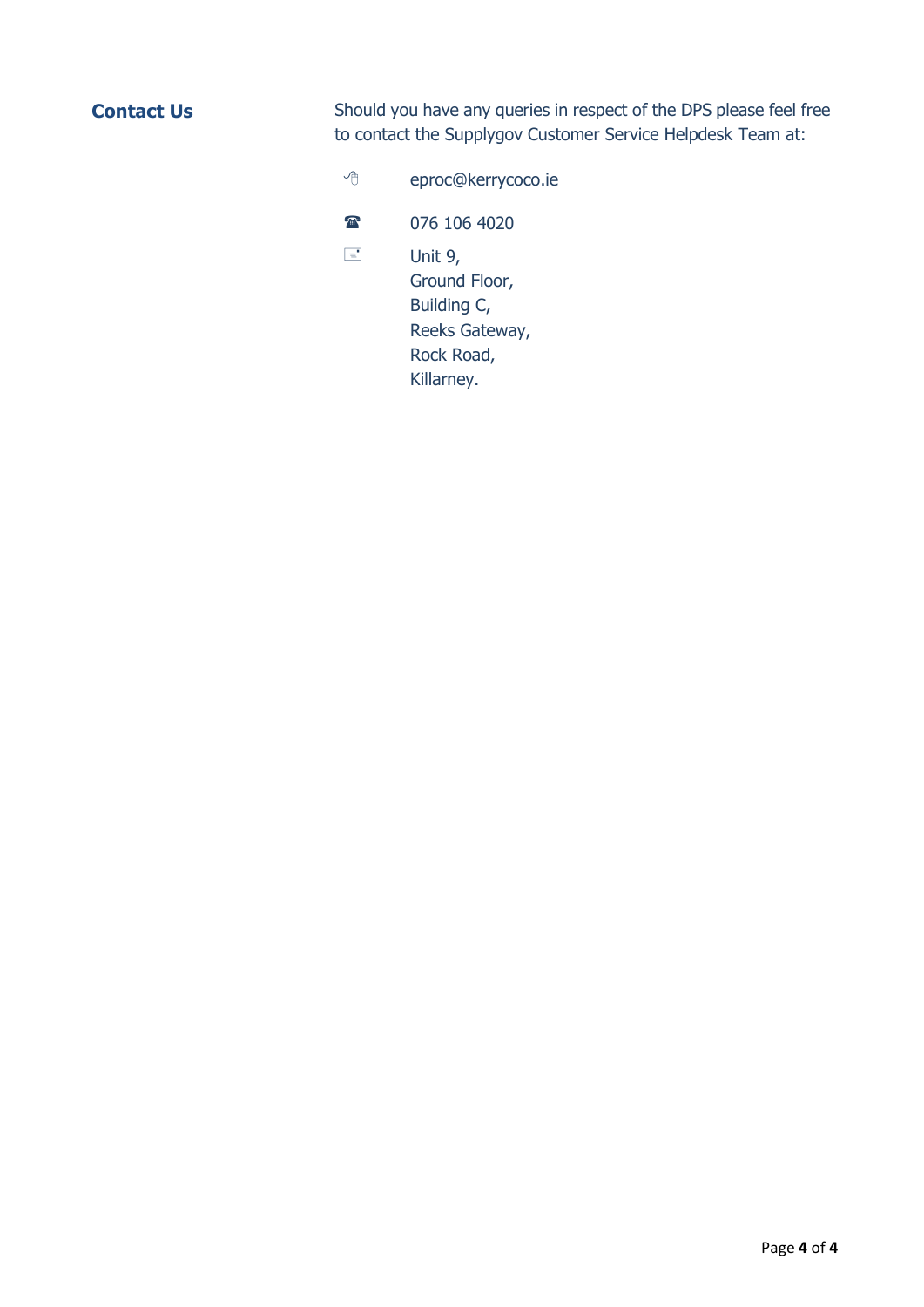## Contact Us

Should you have any queries in respect of the DPS please feel free to contact the Supplygov Customer Service Helpdesk Team at:

eproc@kerrycoco.ie

076 106 4020

Unit 9,
Ground Floor,
Building C,
Reeks Gateway,
Rock Road,
Killarney.